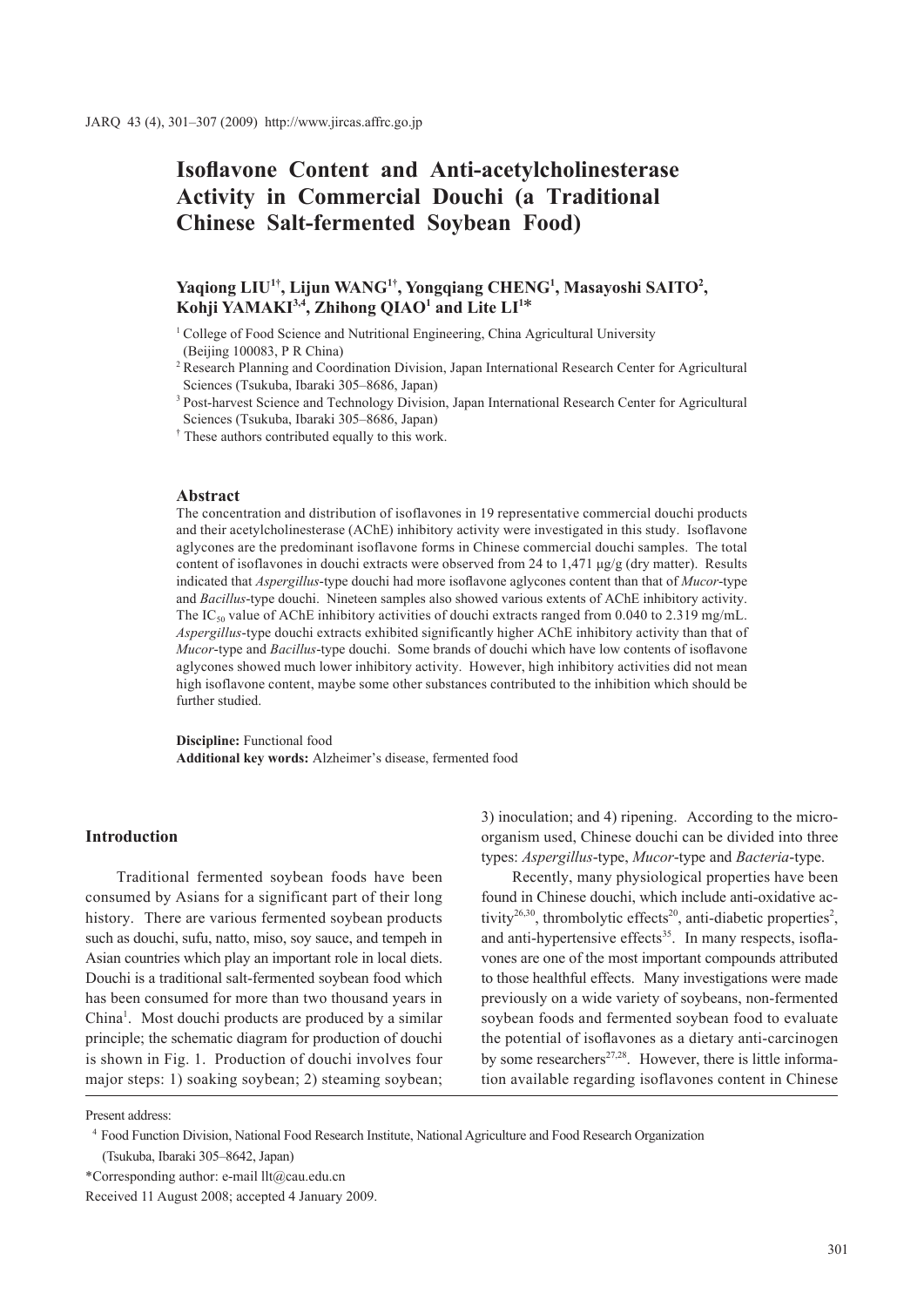# Isoflavone Content and Anti-acetylcholinesterase Activity in Commercial Douchi (a Traditional Chinese Salt-fermented Soybean Food)

**Yaqiong LIU[1†], Lijun WANG[1†], Yongqiang CHENG[1], Masayoshi SAITO[2], Kohji YAMAKI[3,4], Zhihong QIAO[1] and Lite LI[1]***

[1] College of Food Science and Nutritional Engineering, China Agricultural University (Beijing 100083, P R China)

[2] Research Planning and Coordination Division, Japan International Research Center for Agricultural Sciences (Tsukuba, Ibaraki 305–8686, Japan)

[3] Post-harvest Science and Technology Division, Japan International Research Center for Agricultural Sciences (Tsukuba, Ibaraki 305–8686, Japan)

[†] These authors contributed equally to this work.

## Abstract

The concentration and distribution of isoflavones in 19 representative commercial douchi products and their acetylcholinesterase (AChE) inhibitory activity were investigated in this study. Isoflavone aglycones are the predominant isoflavone forms in Chinese commercial douchi samples. The total content of isoflavones in douchi extracts were observed from 24 to 1,471 µg/g (dry matter). Results indicated that *Aspergillus*-type douchi had more isoflavone aglycones content than that of *Mucor*-type and *Bacillus*-type douchi. Nineteen samples also showed various extents of AChE inhibitory activity. The $IC_{50}$ value of AChE inhibitory activities of douchi extracts ranged from 0.040 to 2.319 mg/mL. *Aspergillus*-type douchi extracts exhibited significantly higher AChE inhibitory activity than that of *Mucor*-type and *Bacillus*-type douchi. Some brands of douchi which have low contents of isoflavone aglycones showed much lower inhibitory activity. However, high inhibitory activities did not mean high isoflavone content, maybe some other substances contributed to the inhibition which should be further studied.

**Discipline:** Functional food
**Additional key words:** Alzheimer's disease, fermented food

## Introduction

Traditional fermented soybean foods have been consumed by Asians for a significant part of their long history. There are various fermented soybean products such as douchi, sufu, natto, miso, soy sauce, and tempeh in Asian countries which play an important role in local diets. Douchi is a traditional salt-fermented soybean food which has been consumed for more than two thousand years in China[1]. Most douchi products are produced by a similar principle; the schematic diagram for production of douchi is shown in Fig. 1. Production of douchi involves four major steps: 1) soaking soybean; 2) steaming soybean; 3) inoculation; and 4) ripening. According to the microorganism used, Chinese douchi can be divided into three types: *Aspergillus*-type, *Mucor*-type and *Bacteria*-type.

Recently, many physiological properties have been found in Chinese douchi, which include anti-oxidative activity[26,30], thrombolytic effects[20], anti-diabetic properties[2], and anti-hypertensive effects[35]. In many respects, isoflavones are one of the most important compounds attributed to those healthful effects. Many investigations were made previously on a wide variety of soybeans, non-fermented soybean foods and fermented soybean food to evaluate the potential of isoflavones as a dietary anti-carcinogen by some researchers[27,28]. However, there is little information available regarding isoflavones content in Chinese

---

Present address:

[4] Food Function Division, National Food Research Institute, National Agriculture and Food Research Organization (Tsukuba, Ibaraki 305–8642, Japan)

*Corresponding author: e-mail llt@cau.edu.cn

Received 11 August 2008; accepted 4 January 2009.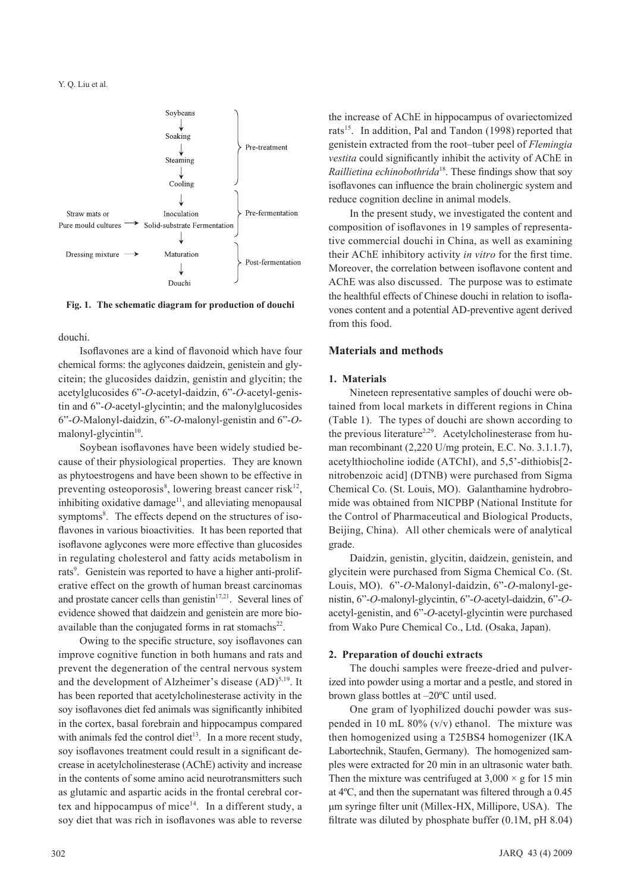Soybeans → Soaking → Steaming → Cooling (Pre-treatment)

Inoculation → Solid-substrate Fermentation (Pre-fermentation) ← Straw mats or Pure mould cultures

Maturation → Douchi (Post-fermentation) ← Dressing mixture

**Fig. 1. The schematic diagram for production of douchi**

douchi.

Isoflavones are a kind of flavonoid which have four chemical forms: the aglycones daidzein, genistein and glycitein; the glucosides daidzin, genistin and glycitin; the acetylglucosides 6''-*O*-acetyl-daidzin, 6''-*O*-acetyl-genistin and 6''-*O*-acetyl-glycintin; and the malonylglucosides 6''-*O*-Malonyl-daidzin, 6''-*O*-malonyl-genistin and 6''-*O*-malonyl-glycintin[10].

Soybean isoflavones have been widely studied because of their physiological properties. They are known as phytoestrogens and have been shown to be effective in preventing osteoporosis[8], lowering breast cancer risk[12], inhibiting oxidative damage[11], and alleviating menopausal symptoms[8]. The effects depend on the structures of isoflavones in various bioactivities. It has been reported that isoflavone aglycones were more effective than glucosides in regulating cholesterol and fatty acids metabolism in rats[9]. Genistein was reported to have a higher anti-proliferative effect on the growth of human breast carcinomas and prostate cancer cells than genistin[17,21]. Several lines of evidence showed that daidzein and genistein are more bioavailable than the conjugated forms in rat stomachs[22].

Owing to the specific structure, soy isoflavones can improve cognitive function in both humans and rats and prevent the degeneration of the central nervous system and the development of Alzheimer's disease (AD)[5,19]. It has been reported that acetylcholinesterase activity in the soy isoflavones diet fed animals was significantly inhibited in the cortex, basal forebrain and hippocampus compared with animals fed the control diet[13]. In a more recent study, soy isoflavones treatment could result in a significant decrease in acetylcholinesterase (AChE) activity and increase in the contents of some amino acid neurotransmitters such as glutamic and aspartic acids in the frontal cerebral cortex and hippocampus of mice[14]. In a different study, a soy diet that was rich in isoflavones was able to reverse the increase of AChE in hippocampus of ovariectomized rats[15]. In addition, Pal and Tandon (1998) reported that genistein extracted from the root–tuber peel of *Flemingia vestita* could significantly inhibit the activity of AChE in *Raillietina echinobothrida*[18]. These findings show that soy isoflavones can influence the brain cholinergic system and reduce cognition decline in animal models.

In the present study, we investigated the content and composition of isoflavones in 19 samples of representative commercial douchi in China, as well as examining their AChE inhibitory activity *in vitro* for the first time. Moreover, the correlation between isoflavone content and AChE was also discussed. The purpose was to estimate the healthful effects of Chinese douchi in relation to isoflavones content and a potential AD-preventive agent derived from this food.

## Materials and methods

### 1. Materials

Nineteen representative samples of douchi were obtained from local markets in different regions in China (Table 1). The types of douchi are shown according to the previous literature[2,29]. Acetylcholinesterase from human recombinant (2,220 U/mg protein, E.C. No. 3.1.1.7), acetylthiocholine iodide (ATChI), and 5,5'-dithiobis[2-nitrobenzoic acid] (DTNB) were purchased from Sigma Chemical Co. (St. Louis, MO). Galanthamine hydrobromide was obtained from NICPBP (National Institute for the Control of Pharmaceutical and Biological Products, Beijing, China). All other chemicals were of analytical grade.

Daidzin, genistin, glycitin, daidzein, genistein, and glycitein were purchased from Sigma Chemical Co. (St. Louis, MO). 6''-*O*-Malonyl-daidzin, 6''-*O*-malonyl-genistin, 6''-*O*-malonyl-glycintin, 6''-*O*-acetyl-daidzin, 6''-*O*-acetyl-genistin, and 6''-*O*-acetyl-glycintin were purchased from Wako Pure Chemical Co., Ltd. (Osaka, Japan).

### 2. Preparation of douchi extracts

The douchi samples were freeze-dried and pulverized into powder using a mortar and a pestle, and stored in brown glass bottles at –20ºC until used.

One gram of lyophilized douchi powder was suspended in 10 mL 80% (v/v) ethanol. The mixture was then homogenized using a T25BS4 homogenizer (IKA Labortechnik, Staufen, Germany). The homogenized samples were extracted for 20 min in an ultrasonic water bath. Then the mixture was centrifuged at 3,000 × g for 15 min at 4ºC, and then the supernatant was filtered through a 0.45 μm syringe filter unit (Millex-HX, Millipore, USA). The filtrate was diluted by phosphate buffer (0.1M, pH 8.04)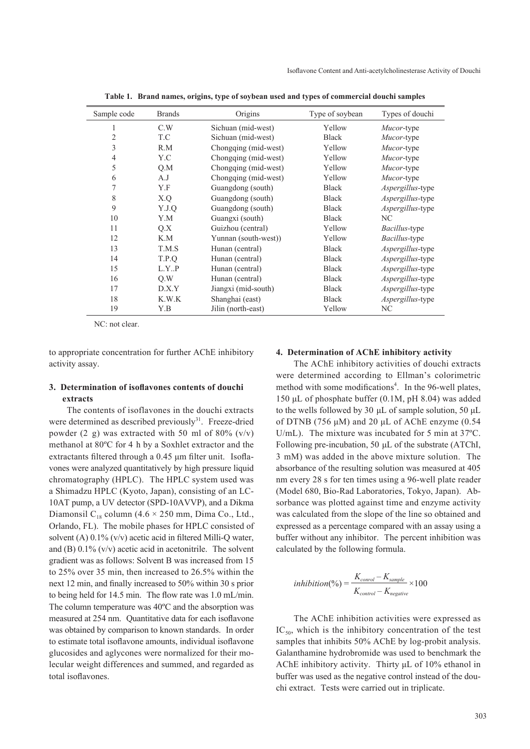**Table 1. Brand names, origins, type of soybean used and types of commercial douchi samples**

| Sample code | Brands | Origins | Type of soybean | Types of douchi |
|---|---|---|---|---|
| 1 | C.W | Sichuan (mid-west) | Yellow | *Mucor*-type |
| 2 | T.C | Sichuan (mid-west) | Black | *Mucor*-type |
| 3 | R.M | Chongqing (mid-west) | Yellow | *Mucor*-type |
| 4 | Y.C | Chongqing (mid-west) | Yellow | *Mucor*-type |
| 5 | Q.M | Chongqing (mid-west) | Yellow | *Mucor*-type |
| 6 | A.J | Chongqing (mid-west) | Yellow | *Mucor*-type |
| 7 | Y.F | Guangdong (south) | Black | *Aspergillus*-type |
| 8 | X.Q | Guangdong (south) | Black | *Aspergillus*-type |
| 9 | Y.J.Q | Guangdong (south) | Black | *Aspergillus*-type |
| 10 | Y.M | Guangxi (south) | Black | NC |
| 11 | Q.X | Guizhou (central) | Yellow | *Bacillus*-type |
| 12 | K.M | Yunnan (south-west)) | Yellow | *Bacillus*-type |
| 13 | T.M.S | Hunan (central) | Black | *Aspergillus*-type |
| 14 | T.P.Q | Hunan (central) | Black | *Aspergillus*-type |
| 15 | L.Y..P | Hunan (central) | Black | *Aspergillus*-type |
| 16 | Q.W | Hunan (central) | Black | *Aspergillus*-type |
| 17 | D.X.Y | Jiangxi (mid-south) | Black | *Aspergillus*-type |
| 18 | K.W.K | Shanghai (east) | Black | *Aspergillus*-type |
| 19 | Y.B | Jilin (north-east) | Yellow | NC |

NC: not clear.

to appropriate concentration for further AChE inhibitory activity assay.

### 3. Determination of isoflavones contents of douchi extracts

The contents of isoflavones in the douchi extracts were determined as described previously[31]. Freeze-dried powder (2 g) was extracted with 50 ml of 80% (v/v) methanol at 80ºC for 4 h by a Soxhlet extractor and the extractants filtered through a 0.45 µm filter unit. Isoflavones were analyzed quantitatively by high pressure liquid chromatography (HPLC). The HPLC system used was a Shimadzu HPLC (Kyoto, Japan), consisting of an LC-10AT pump, a UV detector (SPD-10AVVP), and a Dikma Diamonsil $C_{18}$ column (4.6 × 250 mm, Dima Co., Ltd., Orlando, FL). The mobile phases for HPLC consisted of solvent (A) 0.1% (v/v) acetic acid in filtered Milli-Q water, and (B) 0.1% (v/v) acetic acid in acetonitrile. The solvent gradient was as follows: Solvent B was increased from 15 to 25% over 35 min, then increased to 26.5% within the next 12 min, and finally increased to 50% within 30 s prior to being held for 14.5 min. The flow rate was 1.0 mL/min. The column temperature was 40ºC and the absorption was measured at 254 nm. Quantitative data for each isoflavone was obtained by comparison to known standards. In order to estimate total isoflavone amounts, individual isoflavone glucosides and aglycones were normalized for their molecular weight differences and summed, and regarded as total isoflavones.

### 4. Determination of AChE inhibitory activity

The AChE inhibitory activities of douchi extracts were determined according to Ellman's colorimetric method with some modifications[4]. In the 96-well plates, 150 µL of phosphate buffer (0.1M, pH 8.04) was added to the wells followed by 30 µL of sample solution, 50 µL of DTNB (756 µM) and 20 µL of AChE enzyme (0.54 U/mL). The mixture was incubated for 5 min at 37ºC. Following pre-incubation, 50 µL of the substrate (ATChI, 3 mM) was added in the above mixture solution. The absorbance of the resulting solution was measured at 405 nm every 28 s for ten times using a 96-well plate reader (Model 680, Bio-Rad Laboratories, Tokyo, Japan). Absorbance was plotted against time and enzyme activity was calculated from the slope of the line so obtained and expressed as a percentage compared with an assay using a buffer without any inhibitor. The percent inhibition was calculated by the following formula.

$$inhibition(\%) = \frac{K_{conrol} - K_{sample}}{K_{control} - K_{negative}} \times 100$$

The AChE inhibition activities were expressed as $IC_{50}$, which is the inhibitory concentration of the test samples that inhibits 50% AChE by log-probit analysis. Galanthamine hydrobromide was used to benchmark the AChE inhibitory activity. Thirty µL of 10% ethanol in buffer was used as the negative control instead of the douchi extract. Tests were carried out in triplicate.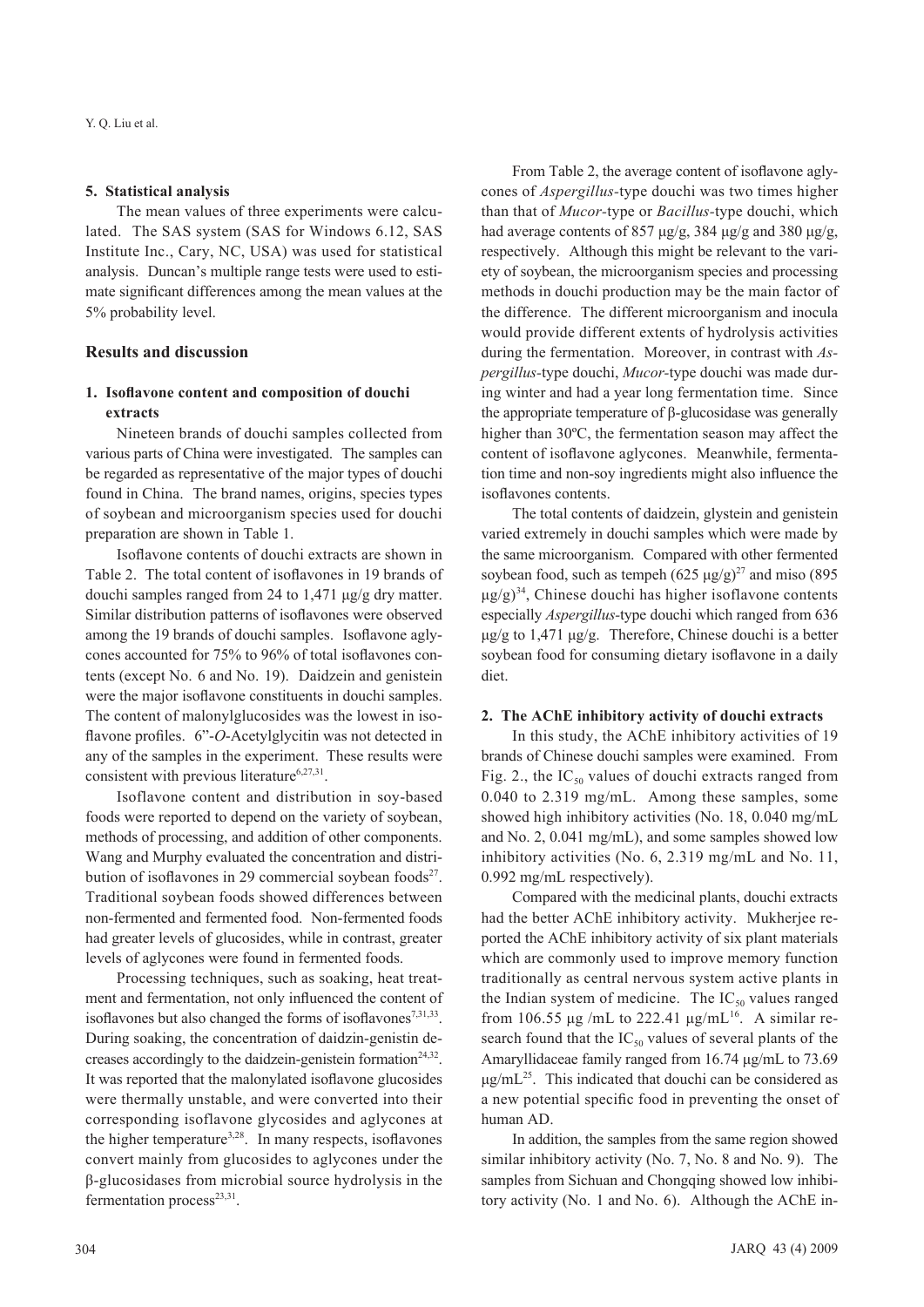### 5. Statistical analysis

The mean values of three experiments were calculated. The SAS system (SAS for Windows 6.12, SAS Institute Inc., Cary, NC, USA) was used for statistical analysis. Duncan's multiple range tests were used to estimate significant differences among the mean values at the 5% probability level.

## Results and discussion

### 1. Isoflavone content and composition of douchi extracts

Nineteen brands of douchi samples collected from various parts of China were investigated. The samples can be regarded as representative of the major types of douchi found in China. The brand names, origins, species types of soybean and microorganism species used for douchi preparation are shown in Table 1.

Isoflavone contents of douchi extracts are shown in Table 2. The total content of isoflavones in 19 brands of douchi samples ranged from 24 to 1,471 μg/g dry matter. Similar distribution patterns of isoflavones were observed among the 19 brands of douchi samples. Isoflavone aglycones accounted for 75% to 96% of total isoflavones contents (except No. 6 and No. 19). Daidzein and genistein were the major isoflavone constituents in douchi samples. The content of malonylglucosides was the lowest in isoflavone profiles. 6"-*O*-Acetylglycitin was not detected in any of the samples in the experiment. These results were consistent with previous literature[6,27,31].

Isoflavone content and distribution in soy-based foods were reported to depend on the variety of soybean, methods of processing, and addition of other components. Wang and Murphy evaluated the concentration and distribution of isoflavones in 29 commercial soybean foods[27]. Traditional soybean foods showed differences between non-fermented and fermented food. Non-fermented foods had greater levels of glucosides, while in contrast, greater levels of aglycones were found in fermented foods.

Processing techniques, such as soaking, heat treatment and fermentation, not only influenced the content of isoflavones but also changed the forms of isoflavones[7,31,33]. During soaking, the concentration of daidzin-genistin decreases accordingly to the daidzein-genistein formation[24,32]. It was reported that the malonylated isoflavone glucosides were thermally unstable, and were converted into their corresponding isoflavone glycosides and aglycones at the higher temperature[3,28]. In many respects, isoflavones convert mainly from glucosides to aglycones under the β-glucosidases from microbial source hydrolysis in the fermentation process[23,31].

From Table 2, the average content of isoflavone aglycones of *Aspergillus*-type douchi was two times higher than that of *Mucor*-type or *Bacillus*-type douchi, which had average contents of 857 μg/g, 384 μg/g and 380 μg/g, respectively. Although this might be relevant to the variety of soybean, the microorganism species and processing methods in douchi production may be the main factor of the difference. The different microorganism and inocula would provide different extents of hydrolysis activities during the fermentation. Moreover, in contrast with *Aspergillus*-type douchi, *Mucor*-type douchi was made during winter and had a year long fermentation time. Since the appropriate temperature of β-glucosidase was generally higher than 30ºC, the fermentation season may affect the content of isoflavone aglycones. Meanwhile, fermentation time and non-soy ingredients might also influence the isoflavones contents.

The total contents of daidzein, glystein and genistein varied extremely in douchi samples which were made by the same microorganism. Compared with other fermented soybean food, such as tempeh (625 μg/g)[27] and miso (895 μg/g)[34], Chinese douchi has higher isoflavone contents especially *Aspergillus*-type douchi which ranged from 636 μg/g to 1,471 μg/g. Therefore, Chinese douchi is a better soybean food for consuming dietary isoflavone in a daily diet.

### 2. The AChE inhibitory activity of douchi extracts

In this study, the AChE inhibitory activities of 19 brands of Chinese douchi samples were examined. From Fig. 2., the $IC_{50}$ values of douchi extracts ranged from 0.040 to 2.319 mg/mL. Among these samples, some showed high inhibitory activities (No. 18, 0.040 mg/mL and No. 2, 0.041 mg/mL), and some samples showed low inhibitory activities (No. 6, 2.319 mg/mL and No. 11, 0.992 mg/mL respectively).

Compared with the medicinal plants, douchi extracts had the better AChE inhibitory activity. Mukherjee reported the AChE inhibitory activity of six plant materials which are commonly used to improve memory function traditionally as central nervous system active plants in the Indian system of medicine. The $IC_{50}$ values ranged from 106.55 μg /mL to 222.41 μg/mL[16]. A similar research found that the $IC_{50}$ values of several plants of the Amaryllidaceae family ranged from 16.74 μg/mL to 73.69 μg/mL[25]. This indicated that douchi can be considered as a new potential specific food in preventing the onset of human AD.

In addition, the samples from the same region showed similar inhibitory activity (No. 7, No. 8 and No. 9). The samples from Sichuan and Chongqing showed low inhibitory activity (No. 1 and No. 6). Although the AChE in-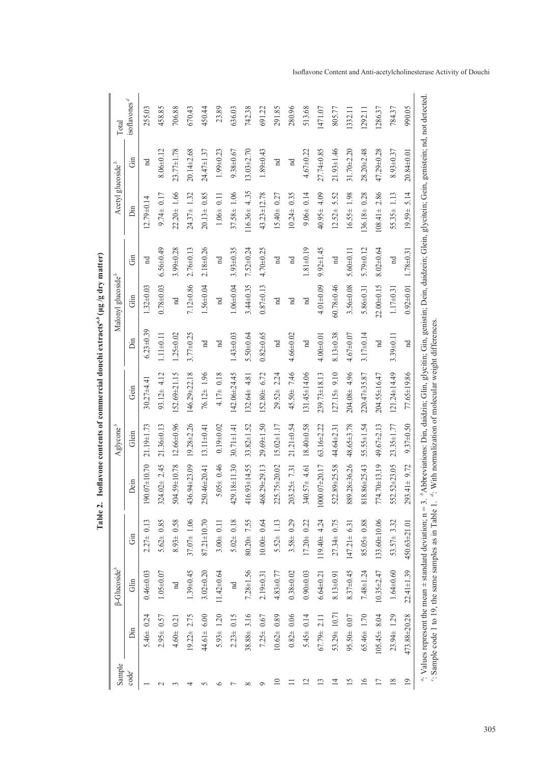**Table 2. Isoflavone contents of commercial douchi extracts[a,b] (μg /g dry matter)**

| Sample code[c] | β-Glucoside[b] | | | Aglycone[b] | | | Malonyl glucoside[b] | | | Acetyl glucoside[b] | | Total isoflavones[d] |
|---|---|---|---|---|---|---|---|---|---|---|---|---|
| | Din | Glin | Gin | Dein | Glein | Gein | Din | Glin | Gin | Din | Gin | |
| 1 | 5.46± 0.24 | 0.46±0.03 | 2.27± 0.13 | 190.07±10.70 | 21.19±1.73 | 30.27±4.41 | 6.23±0.39 | 1.32±0.03 | nd | 12.79±0.14 | nd | 255.03 |
| 2 | 2.95± 0.57 | 1.05±0.07 | 5.62± 0.85 | 324.02± 2.45 | 21.36±0.13 | 93.12± 4.12 | 1.11±0.11 | 0.78±0.03 | 6.56±0.49 | 9.74± 0.17 | 8.06±0.12 | 458.85 |
| 3 | 4.60± 0.21 | nd | 8.93± 0.58 | 504.59±10.78 | 12.66±0.96 | 152.69±21.15 | 1.25±0.02 | nd | 3.99±0.28 | 22.20± 1.66 | 23.77±1.78 | 706.88 |
| 4 | 19.22± 2.75 | 1.39±0.45 | 37.07± 1.06 | 436.94±23.09 | 19.28±2.26 | 146.29±22.18 | 3.77±0.25 | 7.12±0.86 | 2.76±0.13 | 24.37± 1.32 | 20.14±2.68 | 670.43 |
| 5 | 44.61± 6.00 | 3.02±0.20 | 87.21±10.70 | 250.46±20.41 | 13.11±0.41 | 76.12± 1.96 | nd | 1.56±0.04 | 2.18±0.26 | 20.13± 0.85 | 24.47±1.37 | 450.44 |
| 6 | 5.93± 1.20 | 11.42±0.64 | 3.00± 0.11 | 5.05± 0.46 | 0.19±0.02 | 4.17± 0.18 | nd | nd | nd | 1.06± 0.11 | 1.99±0.23 | 23.89 |
| 7 | 2.23± 0.15 | nd | 5.02± 0.18 | 429.18±11.30 | 30.71±1.41 | 142.06±24.45 | 1.43±0.03 | 1.06±0.04 | 3.93±0.35 | 37.58± 1.06 | 9.38±0.67 | 636.03 |
| 8 | 38.88± 3.16 | 7.28±1.56 | 80.20± 7.55 | 416.93±14.55 | 33.82±1.52 | 132.64± 4.81 | 5.50±0.64 | 3.44±0.35 | 7.52±0.24 | 116.36± 4.35 | 13.03±2.70 | 742.38 |
| 9 | 7.25± 0.67 | 2.19±0.31 | 10.00± 0.64 | 468.29±29.13 | 29.69±1.50 | 152.80± 6.72 | 0.82±0.65 | 0.87±0.13 | 4.70±0.25 | 43.23±12.78 | 1.89±0.43 | 691.22 |
| 10 | 10.62± 0.89 | 4.83±0.77 | 5.52± 1.13 | 225.75±20.02 | 15.02±1.17 | 29.52± 2.24 | nd | nd | nd | 15.40± 0.27 | nd | 291.85 |
| 11 | 0.82± 0.06 | 0.38±0.02 | 3.58± 0.29 | 203.25± 7.31 | 21.21±0.54 | 45.50± 7.46 | 4.66±0.02 | nd | nd | 10.24± 0.35 | nd | 280.96 |
| 12 | 5.45± 0.14 | 0.90±0.03 | 17.20± 0.22 | 340.57± 4.61 | 18.40±0.58 | 131.45±14.06 | nd | nd | 1.81±0.19 | 9.06± 0.14 | 4.67±0.22 | 513.68 |
| 13 | 67.79± 2.11 | 6.64±0.21 | 119.40± 4.24 | 1000.07±20.17 | 63.16±2.22 | 239.73±18.13 | 4.00±0.01 | 4.01±0.09 | 9.92±1.45 | 40.95± 4.09 | 27.74±0.85 | 1471.07 |
| 14 | 53.29± 10.71 | 8.13±0.91 | 27.34± 0.75 | 522.89±25.58 | 44.64±2.31 | 127.15± 9.10 | 8.13±0.38 | 60.78±0.46 | nd | 12.52± 5.52 | 21.93±1.46 | 805.77 |
| 15 | 95.50± 0.07 | 8.37±0.45 | 147.21± 6.31 | 889.28±36.26 | 48.65±3.78 | 204.08± 4.96 | 4.67±0.07 | 3.56±0.08 | 5.60±0.11 | 16.55± 1.98 | 31.70±2.20 | 1332.11 |
| 16 | 65.46± 1.70 | 7.48±1.24 | 85.05± 0.88 | 818.86±25.43 | 55.55±1.54 | 220.47±35.87 | 3.17±0.14 | 5.86±0.31 | 5.79±0.12 | 136.18± 0.28 | 28.20±2.48 | 1292.11 |
| 17 | 105.45± 8.04 | 10.35±2.47 | 133.60±10.06 | 774.70±13.19 | 49.67±2.13 | 204.55±16.47 | nd | 22.00±0.15 | 8.02±0.64 | 108.41± 2.86 | 47.29±0.28 | 1286.37 |
| 18 | 23.94± 1.29 | 1.64±0.60 | 53.57± 3.32 | 552.52±23.05 | 23.35±1.77 | 121.24±14.49 | 3.39±0.11 | 1.17±0.31 | nd | 55.35± 1.13 | 8.93±0.37 | 784.37 |
| 19 | 473.88±20.28 | 22.41±1.39 | 450.63±21.01 | 293.41± 9.72 | 9.37±0.50 | 77.65±19.86 | nd | 0.92±0.01 | 1.78±0.31 | 19.59± 5.14 | 20.84±0.01 | 990.05 |

[a]: Values represent the mean ± standard deviation; n = 3. [b]Abbreviations: Din, daidzin; Glin, glycitin; Gin, genistin; Dein, daidzein; Glein, glycitein; Gein, genistein; nd, not detected.
[c]: Sample code 1 to 19, the same samples as in Table 1. [d]: With normalization of molecular weight differences.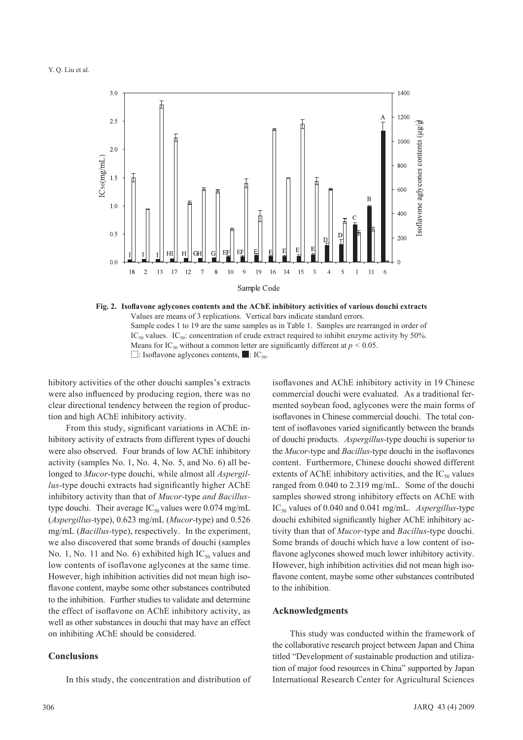**Fig. 2. Isoflavone aglycones contents and the AChE inhibitory activities of various douchi extracts**
Values are means of 3 replications. Vertical bars indicate standard errors.
Sample codes 1 to 19 are the same samples as in Table 1. Samples are rearranged in order of $IC_{50}$ values. $IC_{50}$: concentration of crude extract required to inhibit enzyme activity by 50%.
Means for $IC_{50}$ without a common letter are significantly different at $p < 0.05$.
□: Isoflavone aglycones contents, ■: $IC_{50}$.

hibitory activities of the other douchi samples's extracts were also influenced by producing region, there was no clear directional tendency between the region of production and high AChE inhibitory activity.

From this study, significant variations in AChE inhibitory activity of extracts from different types of douchi were also observed. Four brands of low AChE inhibitory activity (samples No. 1, No. 4, No. 5, and No. 6) all belonged to *Mucor*-type douchi, while almost all *Aspergillus*-type douchi extracts had significantly higher AChE inhibitory activity than that of *Mucor*-type *and Bacillus*-type douchi. Their average $IC_{50}$ values were 0.074 mg/mL (*Aspergillus*-type), 0.623 mg/mL (*Mucor*-type) and 0.526 mg/mL (*Bacillus*-type), respectively. In the experiment, we also discovered that some brands of douchi (samples No. 1, No. 11 and No. 6) exhibited high $IC_{50}$ values and low contents of isoflavone aglycones at the same time. However, high inhibition activities did not mean high isoflavone content, maybe some other substances contributed to the inhibition. Further studies to validate and determine the effect of isoflavone on AChE inhibitory activity, as well as other substances in douchi that may have an effect on inhibiting AChE should be considered.

## Conclusions

In this study, the concentration and distribution of isoflavones and AChE inhibitory activity in 19 Chinese commercial douchi were evaluated. As a traditional fermented soybean food, aglycones were the main forms of isoflavones in Chinese commercial douchi. The total content of isoflavones varied significantly between the brands of douchi products. *Aspergillus*-type douchi is superior to the *Mucor*-type and *Bacillus*-type douchi in the isoflavones content. Furthermore, Chinese douchi showed different extents of AChE inhibitory activities, and the $IC_{50}$ values ranged from 0.040 to 2.319 mg/mL. Some of the douchi samples showed strong inhibitory effects on AChE with $IC_{50}$ values of 0.040 and 0.041 mg/mL. *Aspergillus*-type douchi exhibited significantly higher AChE inhibitory activity than that of *Mucor*-type and *Bacillus*-type douchi. Some brands of douchi which have a low content of isoflavone aglycones showed much lower inhibitory activity. However, high inhibition activities did not mean high isoflavone content, maybe some other substances contributed to the inhibition.

## Acknowledgments

This study was conducted within the framework of the collaborative research project between Japan and China titled "Development of sustainable production and utilization of major food resources in China" supported by Japan International Research Center for Agricultural Sciences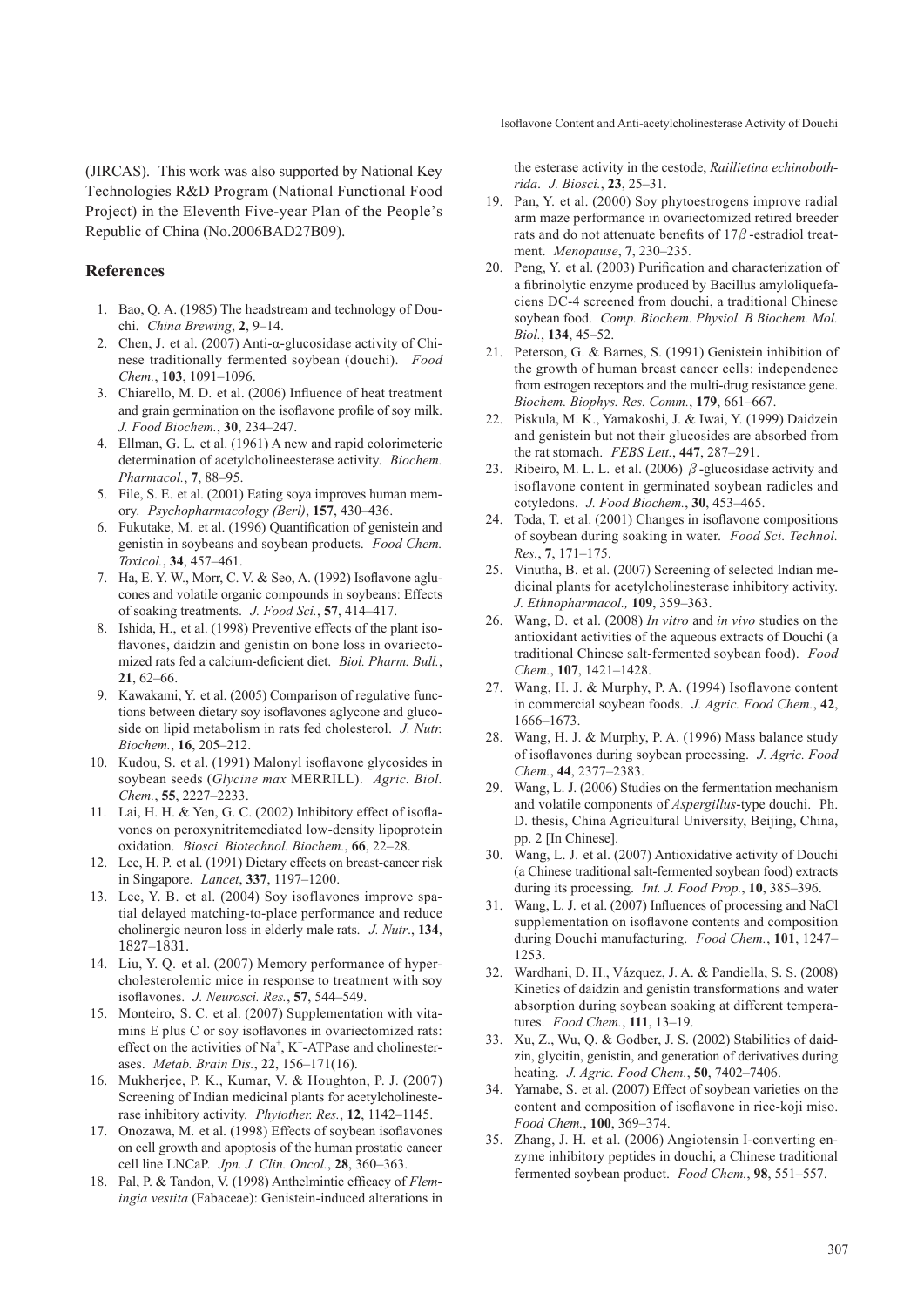(JIRCAS). This work was also supported by National Key Technologies R&D Program (National Functional Food Project) in the Eleventh Five-year Plan of the People's Republic of China (No.2006BAD27B09).

## References

1. Bao, Q. A. (1985) The headstream and technology of Douchi. *China Brewing*, **2**, 9–14.
2. Chen, J. et al. (2007) Anti-α-glucosidase activity of Chinese traditionally fermented soybean (douchi). *Food Chem.*, **103**, 1091–1096.
3. Chiarello, M. D. et al. (2006) Influence of heat treatment and grain germination on the isoflavone profile of soy milk. *J. Food Biochem.*, **30**, 234–247.
4. Ellman, G. L. et al. (1961) A new and rapid colorimeteric determination of acetylcholineesterase activity. *Biochem. Pharmacol.*, **7**, 88–95.
5. File, S. E. et al. (2001) Eating soya improves human memory. *Psychopharmacology (Berl)*, **157**, 430–436.
6. Fukutake, M. et al. (1996) Quantification of genistein and genistin in soybeans and soybean products. *Food Chem. Toxicol.*, **34**, 457–461.
7. Ha, E. Y. W., Morr, C. V. & Seo, A. (1992) Isoflavone aglucones and volatile organic compounds in soybeans: Effects of soaking treatments. *J. Food Sci.*, **57**, 414–417.
8. Ishida, H., et al. (1998) Preventive effects of the plant isoflavones, daidzin and genistin on bone loss in ovariectomized rats fed a calcium-deficient diet. *Biol. Pharm. Bull.*, **21**, 62–66.
9. Kawakami, Y. et al. (2005) Comparison of regulative functions between dietary soy isoflavones aglycone and glucoside on lipid metabolism in rats fed cholesterol. *J. Nutr. Biochem.*, **16**, 205–212.
10. Kudou, S. et al. (1991) Malonyl isoflavone glycosides in soybean seeds (*Glycine max* MERRILL). *Agric. Biol. Chem.*, **55**, 2227–2233.
11. Lai, H. H. & Yen, G. C. (2002) Inhibitory effect of isoflavones on peroxynitritemediated low-density lipoprotein oxidation. *Biosci. Biotechnol. Biochem.*, **66**, 22–28.
12. Lee, H. P. et al. (1991) Dietary effects on breast-cancer risk in Singapore. *Lancet*, **337**, 1197–1200.
13. Lee, Y. B. et al. (2004) Soy isoflavones improve spatial delayed matching-to-place performance and reduce cholinergic neuron loss in elderly male rats. *J. Nutr*., **134**, 1827–1831.
14. Liu, Y. Q. et al. (2007) Memory performance of hypercholesterolemic mice in response to treatment with soy isoflavones. *J. Neurosci. Res.*, **57**, 544–549.
15. Monteiro, S. C. et al. (2007) Supplementation with vitamins E plus C or soy isoflavones in ovariectomized rats: effect on the activities of $Na^+$, $K^+$-ATPase and cholinesterases. *Metab. Brain Dis.*, **22**, 156–171(16).
16. Mukherjee, P. K., Kumar, V. & Houghton, P. J. (2007) Screening of Indian medicinal plants for acetylcholinesterase inhibitory activity. *Phytother. Res.*, **12**, 1142–1145.
17. Onozawa, M. et al. (1998) Effects of soybean isoflavones on cell growth and apoptosis of the human prostatic cancer cell line LNCaP. *Jpn. J. Clin. Oncol.*, **28**, 360–363.
18. Pal, P. & Tandon, V. (1998) Anthelmintic efficacy of *Flemingia vestita* (Fabaceae): Genistein-induced alterations in the esterase activity in the cestode, *Raillietina echinobothrida*. *J. Biosci.*, **23**, 25–31.
19. Pan, Y. et al. (2000) Soy phytoestrogens improve radial arm maze performance in ovariectomized retired breeder rats and do not attenuate benefits of $17\beta$-estradiol treatment. *Menopause*, **7**, 230–235.
20. Peng, Y. et al. (2003) Purification and characterization of a fibrinolytic enzyme produced by Bacillus amyloliquefaciens DC-4 screened from douchi, a traditional Chinese soybean food. *Comp. Biochem. Physiol. B Biochem. Mol. Biol.*, **134**, 45–52.
21. Peterson, G. & Barnes, S. (1991) Genistein inhibition of the growth of human breast cancer cells: independence from estrogen receptors and the multi-drug resistance gene. *Biochem. Biophys. Res. Comm.*, **179**, 661–667.
22. Piskula, M. K., Yamakoshi, J. & Iwai, Y. (1999) Daidzein and genistein but not their glucosides are absorbed from the rat stomach. *FEBS Lett.*, **447**, 287–291.
23. Ribeiro, M. L. L. et al. (2006) $\beta$-glucosidase activity and isoflavone content in germinated soybean radicles and cotyledons. *J. Food Biochem.*, **30**, 453–465.
24. Toda, T. et al. (2001) Changes in isoflavone compositions of soybean during soaking in water. *Food Sci. Technol. Res.*, **7**, 171–175.
25. Vinutha, B. et al. (2007) Screening of selected Indian medicinal plants for acetylcholinesterase inhibitory activity. *J. Ethnopharmacol.,* **109**, 359–363.
26. Wang, D. et al. (2008) *In vitro* and *in vivo* studies on the antioxidant activities of the aqueous extracts of Douchi (a traditional Chinese salt-fermented soybean food). *Food Chem.*, **107**, 1421–1428.
27. Wang, H. J. & Murphy, P. A. (1994) Isoflavone content in commercial soybean foods. *J. Agric. Food Chem.*, **42**, 1666–1673.
28. Wang, H. J. & Murphy, P. A. (1996) Mass balance study of isoflavones during soybean processing. *J. Agric. Food Chem.*, **44**, 2377–2383.
29. Wang, L. J. (2006) Studies on the fermentation mechanism and volatile components of *Aspergillus*-type douchi. Ph. D. thesis, China Agricultural University, Beijing, China, pp. 2 [In Chinese].
30. Wang, L. J. et al. (2007) Antioxidative activity of Douchi (a Chinese traditional salt-fermented soybean food) extracts during its processing. *Int. J. Food Prop.*, **10**, 385–396.
31. Wang, L. J. et al. (2007) Influences of processing and NaCl supplementation on isoflavone contents and composition during Douchi manufacturing. *Food Chem.*, **101**, 1247–1253.
32. Wardhani, D. H., Vázquez, J. A. & Pandiella, S. S. (2008) Kinetics of daidzin and genistin transformations and water absorption during soybean soaking at different temperatures. *Food Chem.*, **111**, 13–19.
33. Xu, Z., Wu, Q. & Godber, J. S. (2002) Stabilities of daidzin, glycitin, genistin, and generation of derivatives during heating. *J. Agric. Food Chem.*, **50**, 7402–7406.
34. Yamabe, S. et al. (2007) Effect of soybean varieties on the content and composition of isoflavone in rice-koji miso. *Food Chem.*, **100**, 369–374.
35. Zhang, J. H. et al. (2006) Angiotensin I-converting enzyme inhibitory peptides in douchi, a Chinese traditional fermented soybean product. *Food Chem.*, **98**, 551–557.